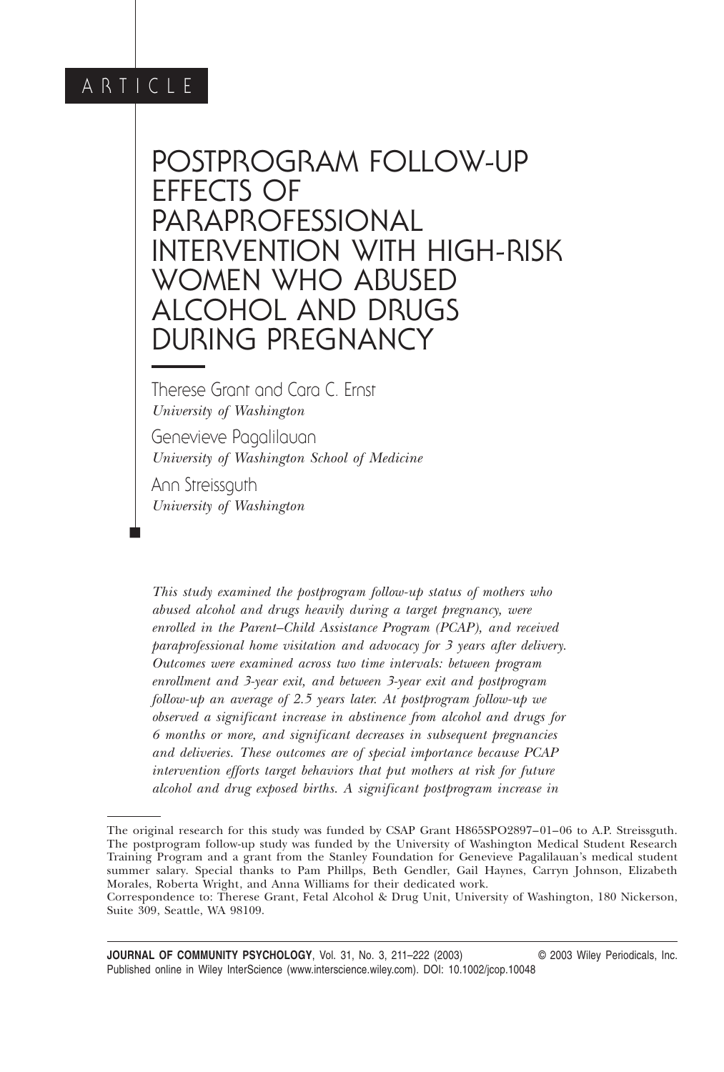ARTICLE

# POSTPROGRAM FOLLOW-UP EFFECTS OF PARAPROFESSIONAL INTERVENTION WITH HIGH-RISK WOMEN WHO ABUSED ALCOHOL AND DRUGS DURING PREGNANCY

Therese Grant and Cara C. Ernst
*University of Washington*

Genevieve Pagalilauan
*University of Washington School of Medicine*

Ann Streissguth
*University of Washington*

*This study examined the postprogram follow-up status of mothers who abused alcohol and drugs heavily during a target pregnancy, were enrolled in the Parent–Child Assistance Program (PCAP), and received paraprofessional home visitation and advocacy for 3 years after delivery. Outcomes were examined across two time intervals: between program enrollment and 3-year exit, and between 3-year exit and postprogram follow-up an average of 2.5 years later. At postprogram follow-up we observed a significant increase in abstinence from alcohol and drugs for 6 months or more, and significant decreases in subsequent pregnancies and deliveries. These outcomes are of special importance because PCAP intervention efforts target behaviors that put mothers at risk for future alcohol and drug exposed births. A significant postprogram increase in*

The original research for this study was funded by CSAP Grant H865SPO2897–01–06 to A.P. Streissguth. The postprogram follow-up study was funded by the University of Washington Medical Student Research Training Program and a grant from the Stanley Foundation for Genevieve Pagalilauan's medical student summer salary. Special thanks to Pam Phillps, Beth Gendler, Gail Haynes, Carryn Johnson, Elizabeth Morales, Roberta Wright, and Anna Williams for their dedicated work.

Correspondence to: Therese Grant, Fetal Alcohol & Drug Unit, University of Washington, 180 Nickerson, Suite 309, Seattle, WA 98109.

**JOURNAL OF COMMUNITY PSYCHOLOGY**, Vol. 31, No. 3, 211–222 (2003) © 2003 Wiley Periodicals, Inc.
Published online in Wiley InterScience (www.interscience.wiley.com). DOI: 10.1002/jcop.10048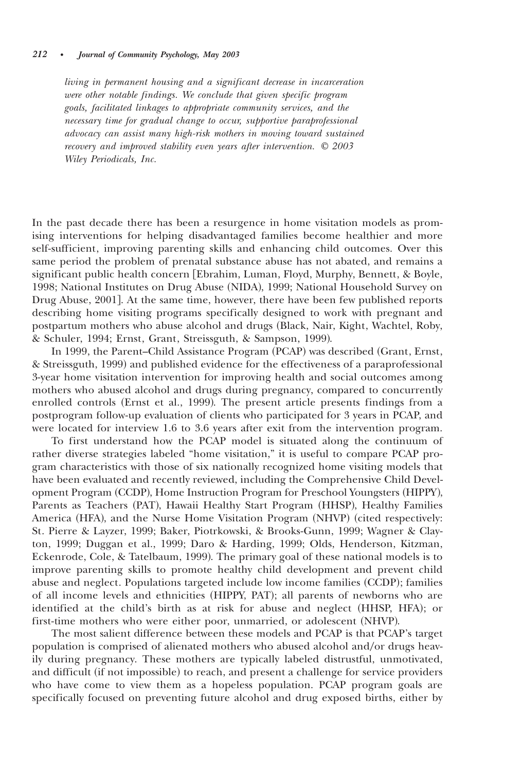*living in permanent housing and a significant decrease in incarceration were other notable findings. We conclude that given specific program goals, facilitated linkages to appropriate community services, and the necessary time for gradual change to occur, supportive paraprofessional advocacy can assist many high-risk mothers in moving toward sustained recovery and improved stability even years after intervention. © 2003 Wiley Periodicals, Inc.*

In the past decade there has been a resurgence in home visitation models as promising interventions for helping disadvantaged families become healthier and more self-sufficient, improving parenting skills and enhancing child outcomes. Over this same period the problem of prenatal substance abuse has not abated, and remains a significant public health concern [Ebrahim, Luman, Floyd, Murphy, Bennett, & Boyle, 1998; National Institutes on Drug Abuse (NIDA), 1999; National Household Survey on Drug Abuse, 2001]. At the same time, however, there have been few published reports describing home visiting programs specifically designed to work with pregnant and postpartum mothers who abuse alcohol and drugs (Black, Nair, Kight, Wachtel, Roby, & Schuler, 1994; Ernst, Grant, Streissguth, & Sampson, 1999).

In 1999, the Parent–Child Assistance Program (PCAP) was described (Grant, Ernst, & Streissguth, 1999) and published evidence for the effectiveness of a paraprofessional 3-year home visitation intervention for improving health and social outcomes among mothers who abused alcohol and drugs during pregnancy, compared to concurrently enrolled controls (Ernst et al., 1999). The present article presents findings from a postprogram follow-up evaluation of clients who participated for 3 years in PCAP, and were located for interview 1.6 to 3.6 years after exit from the intervention program.

To first understand how the PCAP model is situated along the continuum of rather diverse strategies labeled "home visitation," it is useful to compare PCAP program characteristics with those of six nationally recognized home visiting models that have been evaluated and recently reviewed, including the Comprehensive Child Development Program (CCDP), Home Instruction Program for Preschool Youngsters (HIPPY), Parents as Teachers (PAT), Hawaii Healthy Start Program (HHSP), Healthy Families America (HFA), and the Nurse Home Visitation Program (NHVP) (cited respectively: St. Pierre & Layzer, 1999; Baker, Piotrkowski, & Brooks-Gunn, 1999; Wagner & Clayton, 1999; Duggan et al., 1999; Daro & Harding, 1999; Olds, Henderson, Kitzman, Eckenrode, Cole, & Tatelbaum, 1999). The primary goal of these national models is to improve parenting skills to promote healthy child development and prevent child abuse and neglect. Populations targeted include low income families (CCDP); families of all income levels and ethnicities (HIPPY, PAT); all parents of newborns who are identified at the child's birth as at risk for abuse and neglect (HHSP, HFA); or first-time mothers who were either poor, unmarried, or adolescent (NHVP).

The most salient difference between these models and PCAP is that PCAP's target population is comprised of alienated mothers who abused alcohol and/or drugs heavily during pregnancy. These mothers are typically labeled distrustful, unmotivated, and difficult (if not impossible) to reach, and present a challenge for service providers who have come to view them as a hopeless population. PCAP program goals are specifically focused on preventing future alcohol and drug exposed births, either by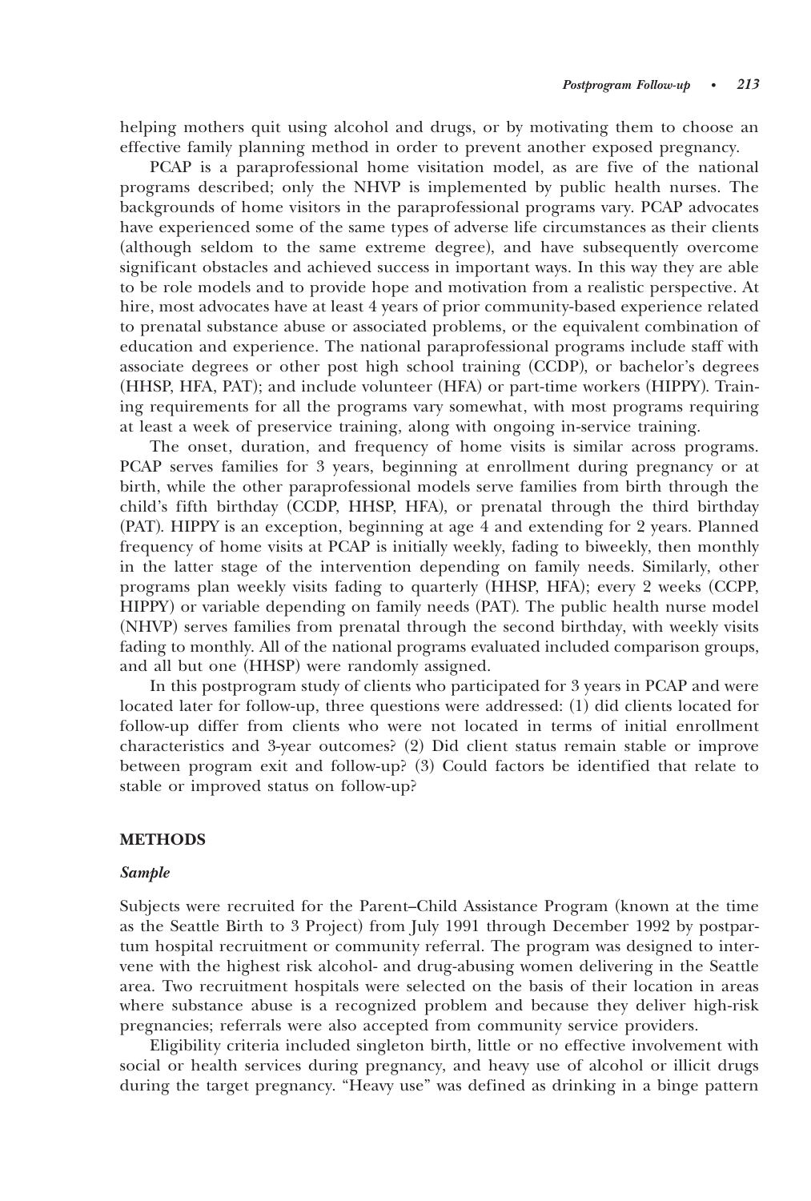helping mothers quit using alcohol and drugs, or by motivating them to choose an effective family planning method in order to prevent another exposed pregnancy.

PCAP is a paraprofessional home visitation model, as are five of the national programs described; only the NHVP is implemented by public health nurses. The backgrounds of home visitors in the paraprofessional programs vary. PCAP advocates have experienced some of the same types of adverse life circumstances as their clients (although seldom to the same extreme degree), and have subsequently overcome significant obstacles and achieved success in important ways. In this way they are able to be role models and to provide hope and motivation from a realistic perspective. At hire, most advocates have at least 4 years of prior community-based experience related to prenatal substance abuse or associated problems, or the equivalent combination of education and experience. The national paraprofessional programs include staff with associate degrees or other post high school training (CCDP), or bachelor's degrees (HHSP, HFA, PAT); and include volunteer (HFA) or part-time workers (HIPPY). Training requirements for all the programs vary somewhat, with most programs requiring at least a week of preservice training, along with ongoing in-service training.

The onset, duration, and frequency of home visits is similar across programs. PCAP serves families for 3 years, beginning at enrollment during pregnancy or at birth, while the other paraprofessional models serve families from birth through the child's fifth birthday (CCDP, HHSP, HFA), or prenatal through the third birthday (PAT). HIPPY is an exception, beginning at age 4 and extending for 2 years. Planned frequency of home visits at PCAP is initially weekly, fading to biweekly, then monthly in the latter stage of the intervention depending on family needs. Similarly, other programs plan weekly visits fading to quarterly (HHSP, HFA); every 2 weeks (CCPP, HIPPY) or variable depending on family needs (PAT). The public health nurse model (NHVP) serves families from prenatal through the second birthday, with weekly visits fading to monthly. All of the national programs evaluated included comparison groups, and all but one (HHSP) were randomly assigned.

In this postprogram study of clients who participated for 3 years in PCAP and were located later for follow-up, three questions were addressed: (1) did clients located for follow-up differ from clients who were not located in terms of initial enrollment characteristics and 3-year outcomes? (2) Did client status remain stable or improve between program exit and follow-up? (3) Could factors be identified that relate to stable or improved status on follow-up?

## METHODS

### *Sample*

Subjects were recruited for the Parent–Child Assistance Program (known at the time as the Seattle Birth to 3 Project) from July 1991 through December 1992 by postpartum hospital recruitment or community referral. The program was designed to intervene with the highest risk alcohol- and drug-abusing women delivering in the Seattle area. Two recruitment hospitals were selected on the basis of their location in areas where substance abuse is a recognized problem and because they deliver high-risk pregnancies; referrals were also accepted from community service providers.

Eligibility criteria included singleton birth, little or no effective involvement with social or health services during pregnancy, and heavy use of alcohol or illicit drugs during the target pregnancy. "Heavy use" was defined as drinking in a binge pattern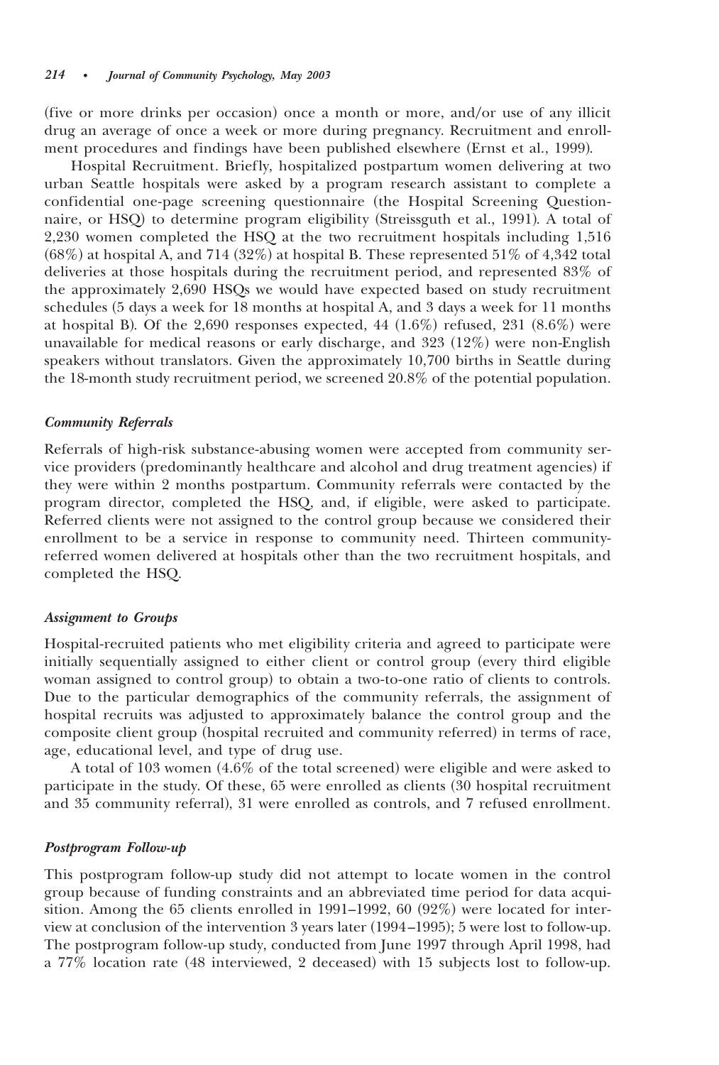(five or more drinks per occasion) once a month or more, and/or use of any illicit drug an average of once a week or more during pregnancy. Recruitment and enrollment procedures and findings have been published elsewhere (Ernst et al., 1999).

Hospital Recruitment. Briefly, hospitalized postpartum women delivering at two urban Seattle hospitals were asked by a program research assistant to complete a confidential one-page screening questionnaire (the Hospital Screening Questionnaire, or HSQ) to determine program eligibility (Streissguth et al., 1991). A total of 2,230 women completed the HSQ at the two recruitment hospitals including 1,516 (68%) at hospital A, and 714 (32%) at hospital B. These represented 51% of 4,342 total deliveries at those hospitals during the recruitment period, and represented 83% of the approximately 2,690 HSQs we would have expected based on study recruitment schedules (5 days a week for 18 months at hospital A, and 3 days a week for 11 months at hospital B). Of the 2,690 responses expected, 44 (1.6%) refused, 231 (8.6%) were unavailable for medical reasons or early discharge, and 323 (12%) were non-English speakers without translators. Given the approximately 10,700 births in Seattle during the 18-month study recruitment period, we screened 20.8% of the potential population.

### *Community Referrals*

Referrals of high-risk substance-abusing women were accepted from community service providers (predominantly healthcare and alcohol and drug treatment agencies) if they were within 2 months postpartum. Community referrals were contacted by the program director, completed the HSQ, and, if eligible, were asked to participate. Referred clients were not assigned to the control group because we considered their enrollment to be a service in response to community need. Thirteen community-referred women delivered at hospitals other than the two recruitment hospitals, and completed the HSQ.

### *Assignment to Groups*

Hospital-recruited patients who met eligibility criteria and agreed to participate were initially sequentially assigned to either client or control group (every third eligible woman assigned to control group) to obtain a two-to-one ratio of clients to controls. Due to the particular demographics of the community referrals, the assignment of hospital recruits was adjusted to approximately balance the control group and the composite client group (hospital recruited and community referred) in terms of race, age, educational level, and type of drug use.

A total of 103 women (4.6% of the total screened) were eligible and were asked to participate in the study. Of these, 65 were enrolled as clients (30 hospital recruitment and 35 community referral), 31 were enrolled as controls, and 7 refused enrollment.

### *Postprogram Follow-up*

This postprogram follow-up study did not attempt to locate women in the control group because of funding constraints and an abbreviated time period for data acquisition. Among the 65 clients enrolled in 1991–1992, 60 (92%) were located for interview at conclusion of the intervention 3 years later (1994–1995); 5 were lost to follow-up. The postprogram follow-up study, conducted from June 1997 through April 1998, had a 77% location rate (48 interviewed, 2 deceased) with 15 subjects lost to follow-up.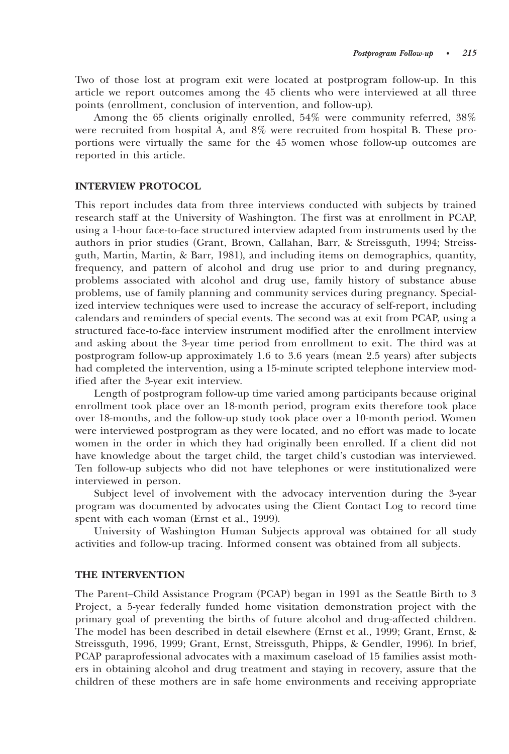Two of those lost at program exit were located at postprogram follow-up. In this article we report outcomes among the 45 clients who were interviewed at all three points (enrollment, conclusion of intervention, and follow-up).

Among the 65 clients originally enrolled, 54% were community referred, 38% were recruited from hospital A, and 8% were recruited from hospital B. These proportions were virtually the same for the 45 women whose follow-up outcomes are reported in this article.

## INTERVIEW PROTOCOL

This report includes data from three interviews conducted with subjects by trained research staff at the University of Washington. The first was at enrollment in PCAP, using a 1-hour face-to-face structured interview adapted from instruments used by the authors in prior studies (Grant, Brown, Callahan, Barr, & Streissguth, 1994; Streissguth, Martin, Martin, & Barr, 1981), and including items on demographics, quantity, frequency, and pattern of alcohol and drug use prior to and during pregnancy, problems associated with alcohol and drug use, family history of substance abuse problems, use of family planning and community services during pregnancy. Specialized interview techniques were used to increase the accuracy of self-report, including calendars and reminders of special events. The second was at exit from PCAP, using a structured face-to-face interview instrument modified after the enrollment interview and asking about the 3-year time period from enrollment to exit. The third was at postprogram follow-up approximately 1.6 to 3.6 years (mean 2.5 years) after subjects had completed the intervention, using a 15-minute scripted telephone interview modified after the 3-year exit interview.

Length of postprogram follow-up time varied among participants because original enrollment took place over an 18-month period, program exits therefore took place over 18-months, and the follow-up study took place over a 10-month period. Women were interviewed postprogram as they were located, and no effort was made to locate women in the order in which they had originally been enrolled. If a client did not have knowledge about the target child, the target child's custodian was interviewed. Ten follow-up subjects who did not have telephones or were institutionalized were interviewed in person.

Subject level of involvement with the advocacy intervention during the 3-year program was documented by advocates using the Client Contact Log to record time spent with each woman (Ernst et al., 1999).

University of Washington Human Subjects approval was obtained for all study activities and follow-up tracing. Informed consent was obtained from all subjects.

## THE INTERVENTION

The Parent–Child Assistance Program (PCAP) began in 1991 as the Seattle Birth to 3 Project, a 5-year federally funded home visitation demonstration project with the primary goal of preventing the births of future alcohol and drug-affected children. The model has been described in detail elsewhere (Ernst et al., 1999; Grant, Ernst, & Streissguth, 1996, 1999; Grant, Ernst, Streissguth, Phipps, & Gendler, 1996). In brief, PCAP paraprofessional advocates with a maximum caseload of 15 families assist mothers in obtaining alcohol and drug treatment and staying in recovery, assure that the children of these mothers are in safe home environments and receiving appropriate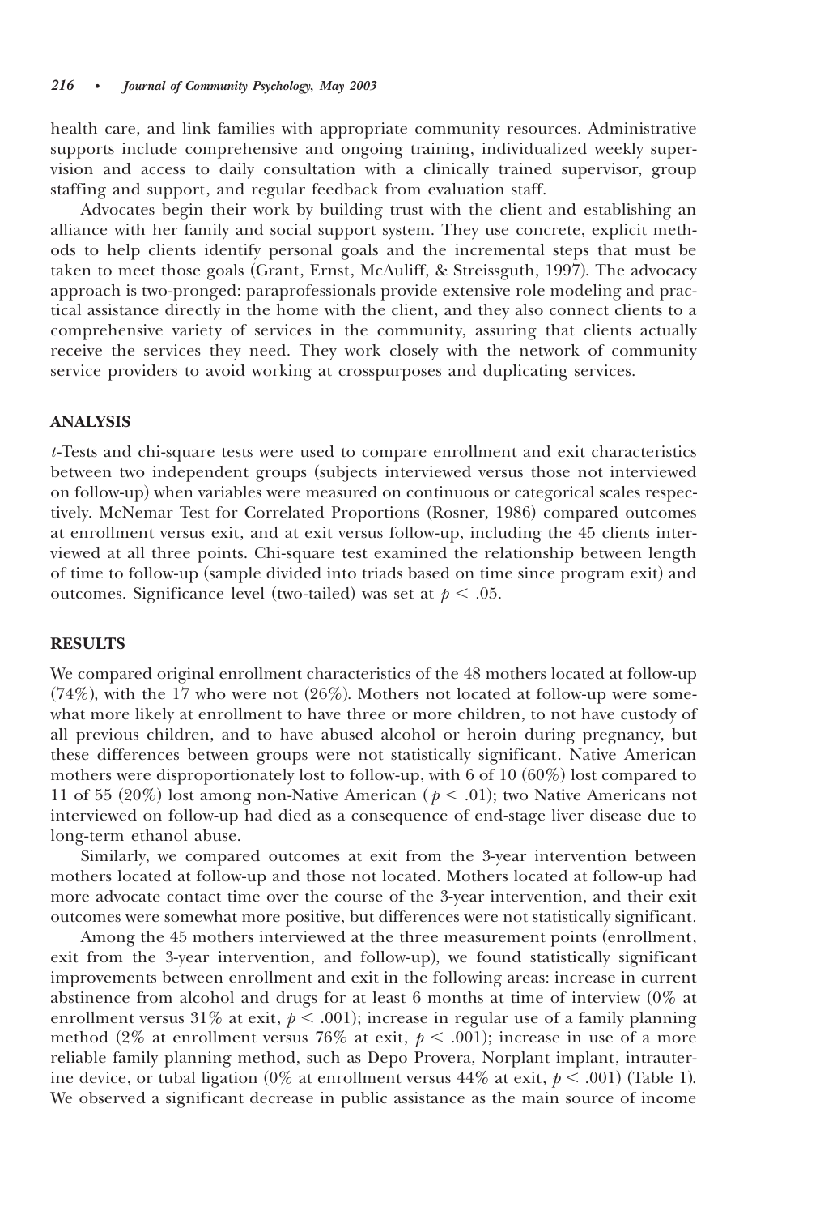health care, and link families with appropriate community resources. Administrative supports include comprehensive and ongoing training, individualized weekly supervision and access to daily consultation with a clinically trained supervisor, group staffing and support, and regular feedback from evaluation staff.

Advocates begin their work by building trust with the client and establishing an alliance with her family and social support system. They use concrete, explicit methods to help clients identify personal goals and the incremental steps that must be taken to meet those goals (Grant, Ernst, McAuliff, & Streissguth, 1997). The advocacy approach is two-pronged: paraprofessionals provide extensive role modeling and practical assistance directly in the home with the client, and they also connect clients to a comprehensive variety of services in the community, assuring that clients actually receive the services they need. They work closely with the network of community service providers to avoid working at crosspurposes and duplicating services.

## ANALYSIS

*t*-Tests and chi-square tests were used to compare enrollment and exit characteristics between two independent groups (subjects interviewed versus those not interviewed on follow-up) when variables were measured on continuous or categorical scales respectively. McNemar Test for Correlated Proportions (Rosner, 1986) compared outcomes at enrollment versus exit, and at exit versus follow-up, including the 45 clients interviewed at all three points. Chi-square test examined the relationship between length of time to follow-up (sample divided into triads based on time since program exit) and outcomes. Significance level (two-tailed) was set at $p < .05$.

## RESULTS

We compared original enrollment characteristics of the 48 mothers located at follow-up (74%), with the 17 who were not (26%). Mothers not located at follow-up were somewhat more likely at enrollment to have three or more children, to not have custody of all previous children, and to have abused alcohol or heroin during pregnancy, but these differences between groups were not statistically significant. Native American mothers were disproportionately lost to follow-up, with 6 of 10 (60%) lost compared to 11 of 55 (20%) lost among non-Native American ($p < .01$); two Native Americans not interviewed on follow-up had died as a consequence of end-stage liver disease due to long-term ethanol abuse.

Similarly, we compared outcomes at exit from the 3-year intervention between mothers located at follow-up and those not located. Mothers located at follow-up had more advocate contact time over the course of the 3-year intervention, and their exit outcomes were somewhat more positive, but differences were not statistically significant.

Among the 45 mothers interviewed at the three measurement points (enrollment, exit from the 3-year intervention, and follow-up), we found statistically significant improvements between enrollment and exit in the following areas: increase in current abstinence from alcohol and drugs for at least 6 months at time of interview (0% at enrollment versus 31% at exit, $p < .001$); increase in regular use of a family planning method (2% at enrollment versus 76% at exit, $p < .001$); increase in use of a more reliable family planning method, such as Depo Provera, Norplant implant, intrauterine device, or tubal ligation (0% at enrollment versus 44% at exit, $p < .001$) (Table 1). We observed a significant decrease in public assistance as the main source of income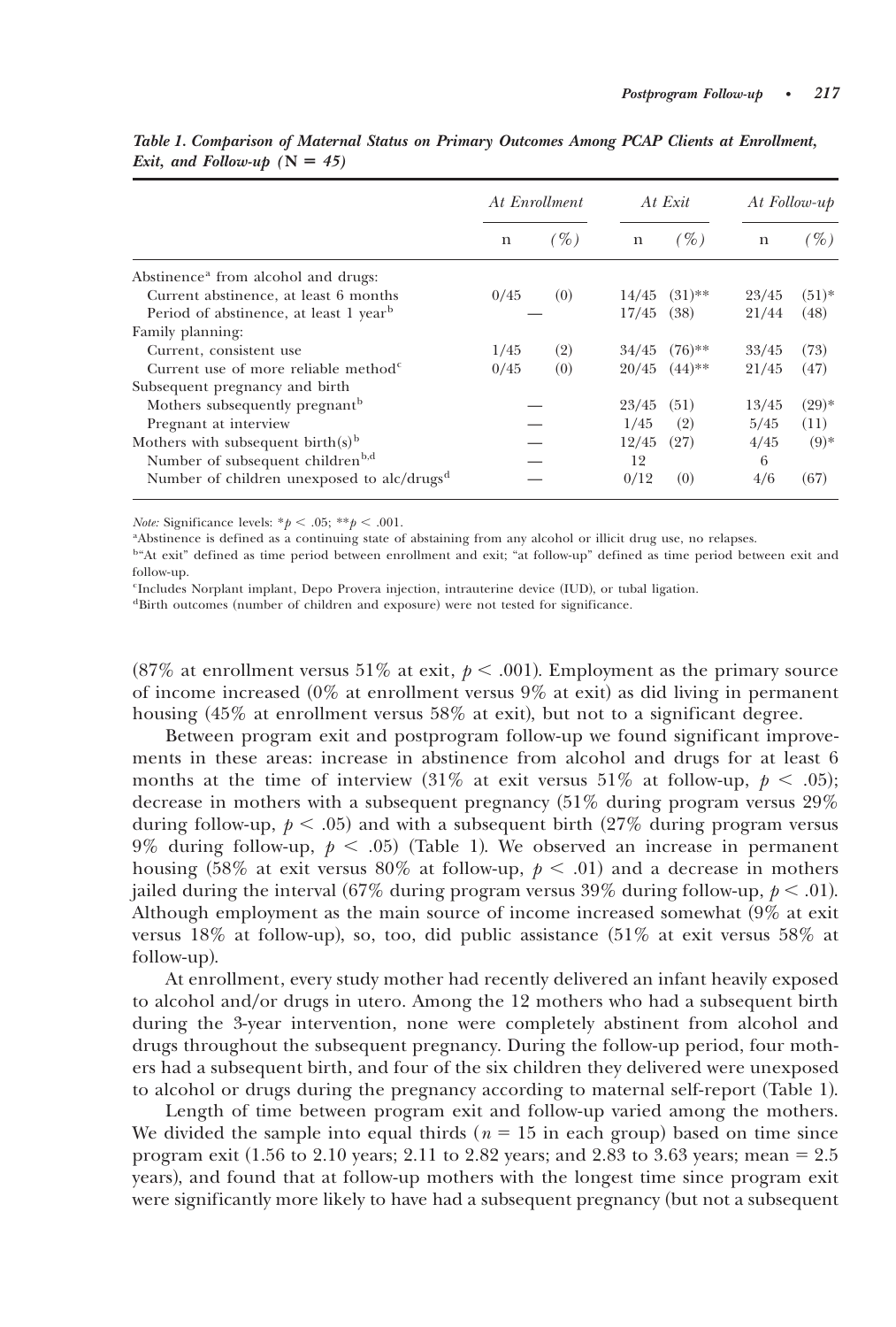*Table 1. Comparison of Maternal Status on Primary Outcomes Among PCAP Clients at Enrollment, Exit, and Follow-up (N = 45)*

| | At Enrollment | | At Exit | | At Follow-up | |
|---|---|---|---|---|---|---|
| | n | (%) | n | (%) | n | (%) |
| Abstinence[a] from alcohol and drugs: | | | | | | |
| Current abstinence, at least 6 months | 0/45 | (0) | 14/45 | (31)** | 23/45 | (51)* |
| Period of abstinence, at least 1 year[b] | — | | 17/45 | (38) | 21/44 | (48) |
| Family planning: | | | | | | |
| Current, consistent use | 1/45 | (2) | 34/45 | (76)** | 33/45 | (73) |
| Current use of more reliable method[c] | 0/45 | (0) | 20/45 | (44)** | 21/45 | (47) |
| Subsequent pregnancy and birth | | | | | | |
| Mothers subsequently pregnant[b] | — | | 23/45 | (51) | 13/45 | (29)* |
| Pregnant at interview | — | | 1/45 | (2) | 5/45 | (11) |
| Mothers with subsequent birth(s)[b] | — | | 12/45 | (27) | 4/45 | (9)* |
| Number of subsequent children[b,d] | — | | 12 | | 6 | |
| Number of children unexposed to alc/drugs[d] | — | | 0/12 | (0) | 4/6 | (67) |

*Note:* Significance levels: *$p < .05$; **$p < .001$.

[a]Abstinence is defined as a continuing state of abstaining from any alcohol or illicit drug use, no relapses.

[b]"At exit" defined as time period between enrollment and exit; "at follow-up" defined as time period between exit and follow-up.

[c]Includes Norplant implant, Depo Provera injection, intrauterine device (IUD), or tubal ligation.

[d]Birth outcomes (number of children and exposure) were not tested for significance.

(87% at enrollment versus 51% at exit, $p < .001$). Employment as the primary source of income increased (0% at enrollment versus 9% at exit) as did living in permanent housing (45% at enrollment versus 58% at exit), but not to a significant degree.

Between program exit and postprogram follow-up we found significant improvements in these areas: increase in abstinence from alcohol and drugs for at least 6 months at the time of interview (31% at exit versus 51% at follow-up, $p < .05$); decrease in mothers with a subsequent pregnancy (51% during program versus 29% during follow-up, $p < .05$) and with a subsequent birth (27% during program versus 9% during follow-up, $p < .05$) (Table 1). We observed an increase in permanent housing (58% at exit versus 80% at follow-up, $p < .01$) and a decrease in mothers jailed during the interval (67% during program versus 39% during follow-up, $p < .01$). Although employment as the main source of income increased somewhat (9% at exit versus 18% at follow-up), so, too, did public assistance (51% at exit versus 58% at follow-up).

At enrollment, every study mother had recently delivered an infant heavily exposed to alcohol and/or drugs in utero. Among the 12 mothers who had a subsequent birth during the 3-year intervention, none were completely abstinent from alcohol and drugs throughout the subsequent pregnancy. During the follow-up period, four mothers had a subsequent birth, and four of the six children they delivered were unexposed to alcohol or drugs during the pregnancy according to maternal self-report (Table 1).

Length of time between program exit and follow-up varied among the mothers. We divided the sample into equal thirds ($n = 15$ in each group) based on time since program exit (1.56 to 2.10 years; 2.11 to 2.82 years; and 2.83 to 3.63 years; mean = 2.5 years), and found that at follow-up mothers with the longest time since program exit were significantly more likely to have had a subsequent pregnancy (but not a subsequent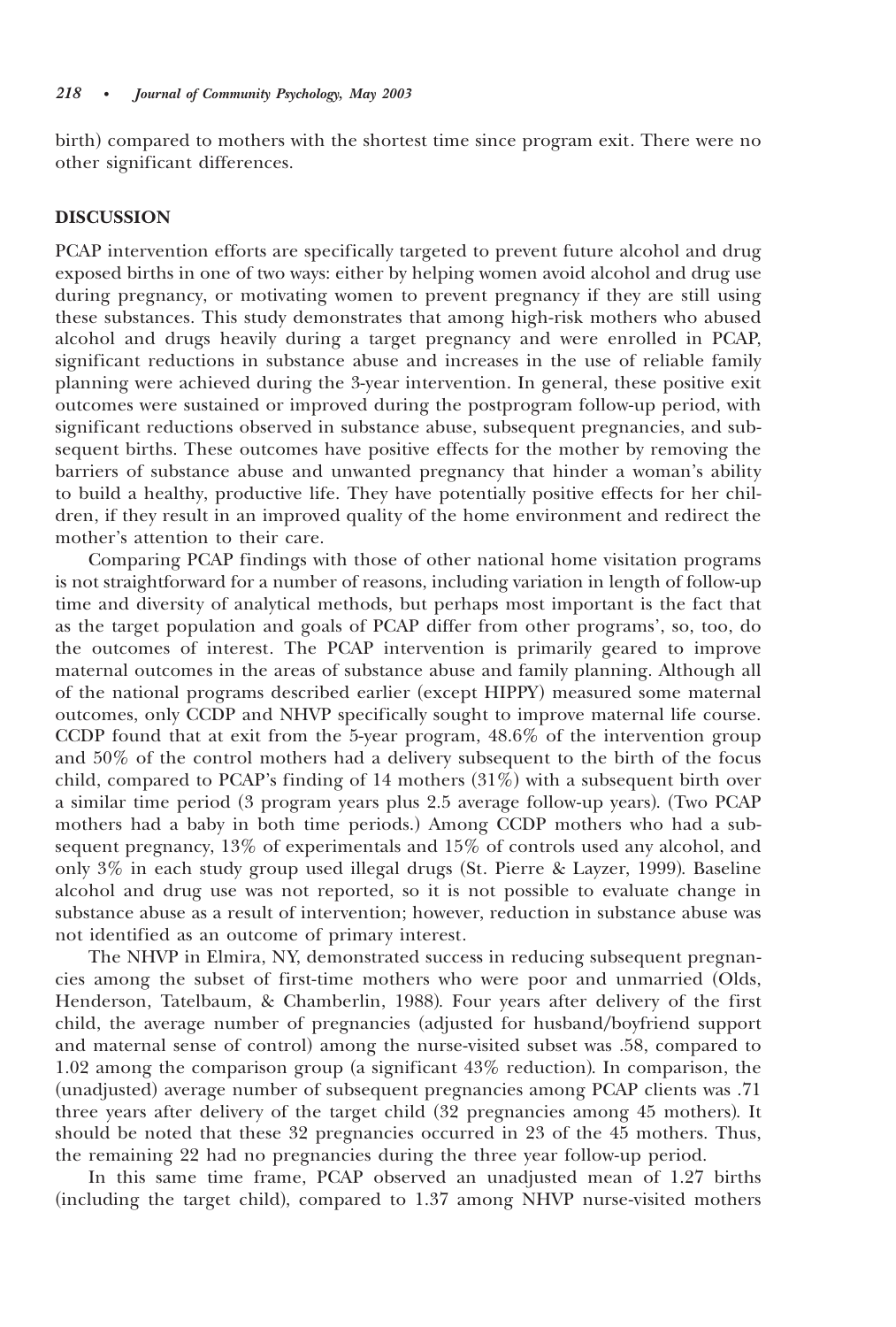birth) compared to mothers with the shortest time since program exit. There were no other significant differences.

## DISCUSSION

PCAP intervention efforts are specifically targeted to prevent future alcohol and drug exposed births in one of two ways: either by helping women avoid alcohol and drug use during pregnancy, or motivating women to prevent pregnancy if they are still using these substances. This study demonstrates that among high-risk mothers who abused alcohol and drugs heavily during a target pregnancy and were enrolled in PCAP, significant reductions in substance abuse and increases in the use of reliable family planning were achieved during the 3-year intervention. In general, these positive exit outcomes were sustained or improved during the postprogram follow-up period, with significant reductions observed in substance abuse, subsequent pregnancies, and subsequent births. These outcomes have positive effects for the mother by removing the barriers of substance abuse and unwanted pregnancy that hinder a woman's ability to build a healthy, productive life. They have potentially positive effects for her children, if they result in an improved quality of the home environment and redirect the mother's attention to their care.

Comparing PCAP findings with those of other national home visitation programs is not straightforward for a number of reasons, including variation in length of follow-up time and diversity of analytical methods, but perhaps most important is the fact that as the target population and goals of PCAP differ from other programs', so, too, do the outcomes of interest. The PCAP intervention is primarily geared to improve maternal outcomes in the areas of substance abuse and family planning. Although all of the national programs described earlier (except HIPPY) measured some maternal outcomes, only CCDP and NHVP specifically sought to improve maternal life course. CCDP found that at exit from the 5-year program, 48.6% of the intervention group and 50% of the control mothers had a delivery subsequent to the birth of the focus child, compared to PCAP's finding of 14 mothers (31%) with a subsequent birth over a similar time period (3 program years plus 2.5 average follow-up years). (Two PCAP mothers had a baby in both time periods.) Among CCDP mothers who had a subsequent pregnancy, 13% of experimentals and 15% of controls used any alcohol, and only 3% in each study group used illegal drugs (St. Pierre & Layzer, 1999). Baseline alcohol and drug use was not reported, so it is not possible to evaluate change in substance abuse as a result of intervention; however, reduction in substance abuse was not identified as an outcome of primary interest.

The NHVP in Elmira, NY, demonstrated success in reducing subsequent pregnancies among the subset of first-time mothers who were poor and unmarried (Olds, Henderson, Tatelbaum, & Chamberlin, 1988). Four years after delivery of the first child, the average number of pregnancies (adjusted for husband/boyfriend support and maternal sense of control) among the nurse-visited subset was .58, compared to 1.02 among the comparison group (a significant 43% reduction). In comparison, the (unadjusted) average number of subsequent pregnancies among PCAP clients was .71 three years after delivery of the target child (32 pregnancies among 45 mothers). It should be noted that these 32 pregnancies occurred in 23 of the 45 mothers. Thus, the remaining 22 had no pregnancies during the three year follow-up period.

In this same time frame, PCAP observed an unadjusted mean of 1.27 births (including the target child), compared to 1.37 among NHVP nurse-visited mothers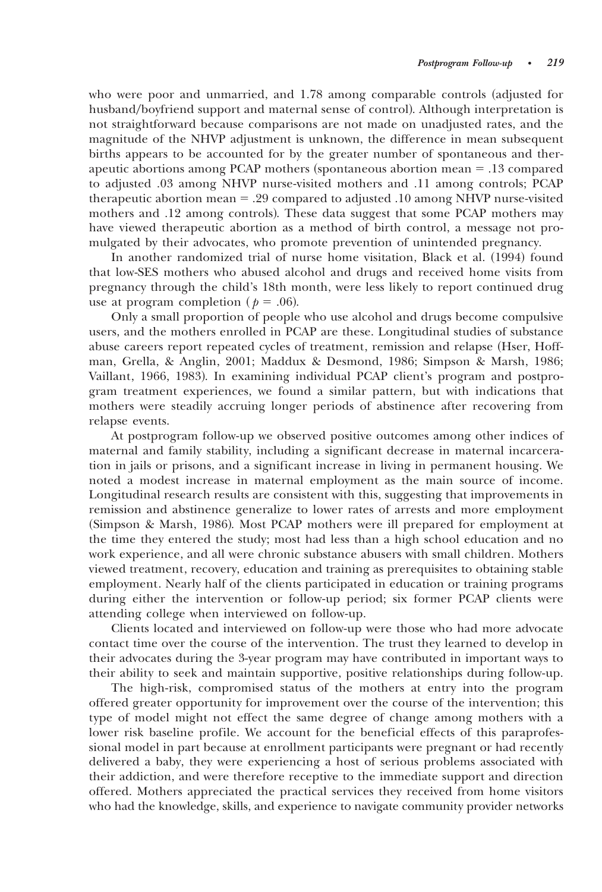who were poor and unmarried, and 1.78 among comparable controls (adjusted for husband/boyfriend support and maternal sense of control). Although interpretation is not straightforward because comparisons are not made on unadjusted rates, and the magnitude of the NHVP adjustment is unknown, the difference in mean subsequent births appears to be accounted for by the greater number of spontaneous and therapeutic abortions among PCAP mothers (spontaneous abortion mean = .13 compared to adjusted .03 among NHVP nurse-visited mothers and .11 among controls; PCAP therapeutic abortion mean = .29 compared to adjusted .10 among NHVP nurse-visited mothers and .12 among controls). These data suggest that some PCAP mothers may have viewed therapeutic abortion as a method of birth control, a message not promulgated by their advocates, who promote prevention of unintended pregnancy.

In another randomized trial of nurse home visitation, Black et al. (1994) found that low-SES mothers who abused alcohol and drugs and received home visits from pregnancy through the child's 18th month, were less likely to report continued drug use at program completion ($p = .06$).

Only a small proportion of people who use alcohol and drugs become compulsive users, and the mothers enrolled in PCAP are these. Longitudinal studies of substance abuse careers report repeated cycles of treatment, remission and relapse (Hser, Hoffman, Grella, & Anglin, 2001; Maddux & Desmond, 1986; Simpson & Marsh, 1986; Vaillant, 1966, 1983). In examining individual PCAP client's program and postprogram treatment experiences, we found a similar pattern, but with indications that mothers were steadily accruing longer periods of abstinence after recovering from relapse events.

At postprogram follow-up we observed positive outcomes among other indices of maternal and family stability, including a significant decrease in maternal incarceration in jails or prisons, and a significant increase in living in permanent housing. We noted a modest increase in maternal employment as the main source of income. Longitudinal research results are consistent with this, suggesting that improvements in remission and abstinence generalize to lower rates of arrests and more employment (Simpson & Marsh, 1986). Most PCAP mothers were ill prepared for employment at the time they entered the study; most had less than a high school education and no work experience, and all were chronic substance abusers with small children. Mothers viewed treatment, recovery, education and training as prerequisites to obtaining stable employment. Nearly half of the clients participated in education or training programs during either the intervention or follow-up period; six former PCAP clients were attending college when interviewed on follow-up.

Clients located and interviewed on follow-up were those who had more advocate contact time over the course of the intervention. The trust they learned to develop in their advocates during the 3-year program may have contributed in important ways to their ability to seek and maintain supportive, positive relationships during follow-up.

The high-risk, compromised status of the mothers at entry into the program offered greater opportunity for improvement over the course of the intervention; this type of model might not effect the same degree of change among mothers with a lower risk baseline profile. We account for the beneficial effects of this paraprofessional model in part because at enrollment participants were pregnant or had recently delivered a baby, they were experiencing a host of serious problems associated with their addiction, and were therefore receptive to the immediate support and direction offered. Mothers appreciated the practical services they received from home visitors who had the knowledge, skills, and experience to navigate community provider networks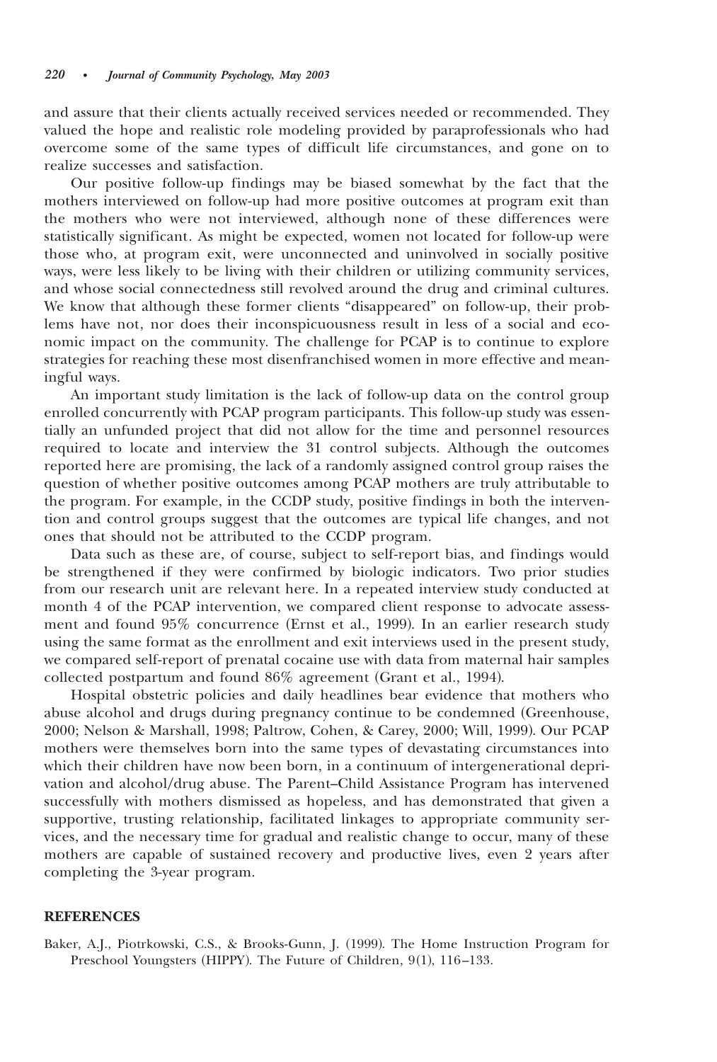and assure that their clients actually received services needed or recommended. They valued the hope and realistic role modeling provided by paraprofessionals who had overcome some of the same types of difficult life circumstances, and gone on to realize successes and satisfaction.

Our positive follow-up findings may be biased somewhat by the fact that the mothers interviewed on follow-up had more positive outcomes at program exit than the mothers who were not interviewed, although none of these differences were statistically significant. As might be expected, women not located for follow-up were those who, at program exit, were unconnected and uninvolved in socially positive ways, were less likely to be living with their children or utilizing community services, and whose social connectedness still revolved around the drug and criminal cultures. We know that although these former clients "disappeared" on follow-up, their problems have not, nor does their inconspicuousness result in less of a social and economic impact on the community. The challenge for PCAP is to continue to explore strategies for reaching these most disenfranchised women in more effective and meaningful ways.

An important study limitation is the lack of follow-up data on the control group enrolled concurrently with PCAP program participants. This follow-up study was essentially an unfunded project that did not allow for the time and personnel resources required to locate and interview the 31 control subjects. Although the outcomes reported here are promising, the lack of a randomly assigned control group raises the question of whether positive outcomes among PCAP mothers are truly attributable to the program. For example, in the CCDP study, positive findings in both the intervention and control groups suggest that the outcomes are typical life changes, and not ones that should not be attributed to the CCDP program.

Data such as these are, of course, subject to self-report bias, and findings would be strengthened if they were confirmed by biologic indicators. Two prior studies from our research unit are relevant here. In a repeated interview study conducted at month 4 of the PCAP intervention, we compared client response to advocate assessment and found 95% concurrence (Ernst et al., 1999). In an earlier research study using the same format as the enrollment and exit interviews used in the present study, we compared self-report of prenatal cocaine use with data from maternal hair samples collected postpartum and found 86% agreement (Grant et al., 1994).

Hospital obstetric policies and daily headlines bear evidence that mothers who abuse alcohol and drugs during pregnancy continue to be condemned (Greenhouse, 2000; Nelson & Marshall, 1998; Paltrow, Cohen, & Carey, 2000; Will, 1999). Our PCAP mothers were themselves born into the same types of devastating circumstances into which their children have now been born, in a continuum of intergenerational deprivation and alcohol/drug abuse. The Parent–Child Assistance Program has intervened successfully with mothers dismissed as hopeless, and has demonstrated that given a supportive, trusting relationship, facilitated linkages to appropriate community services, and the necessary time for gradual and realistic change to occur, many of these mothers are capable of sustained recovery and productive lives, even 2 years after completing the 3-year program.

## REFERENCES

Baker, A.J., Piotrkowski, C.S., & Brooks-Gunn, J. (1999). The Home Instruction Program for Preschool Youngsters (HIPPY). The Future of Children, 9(1), 116–133.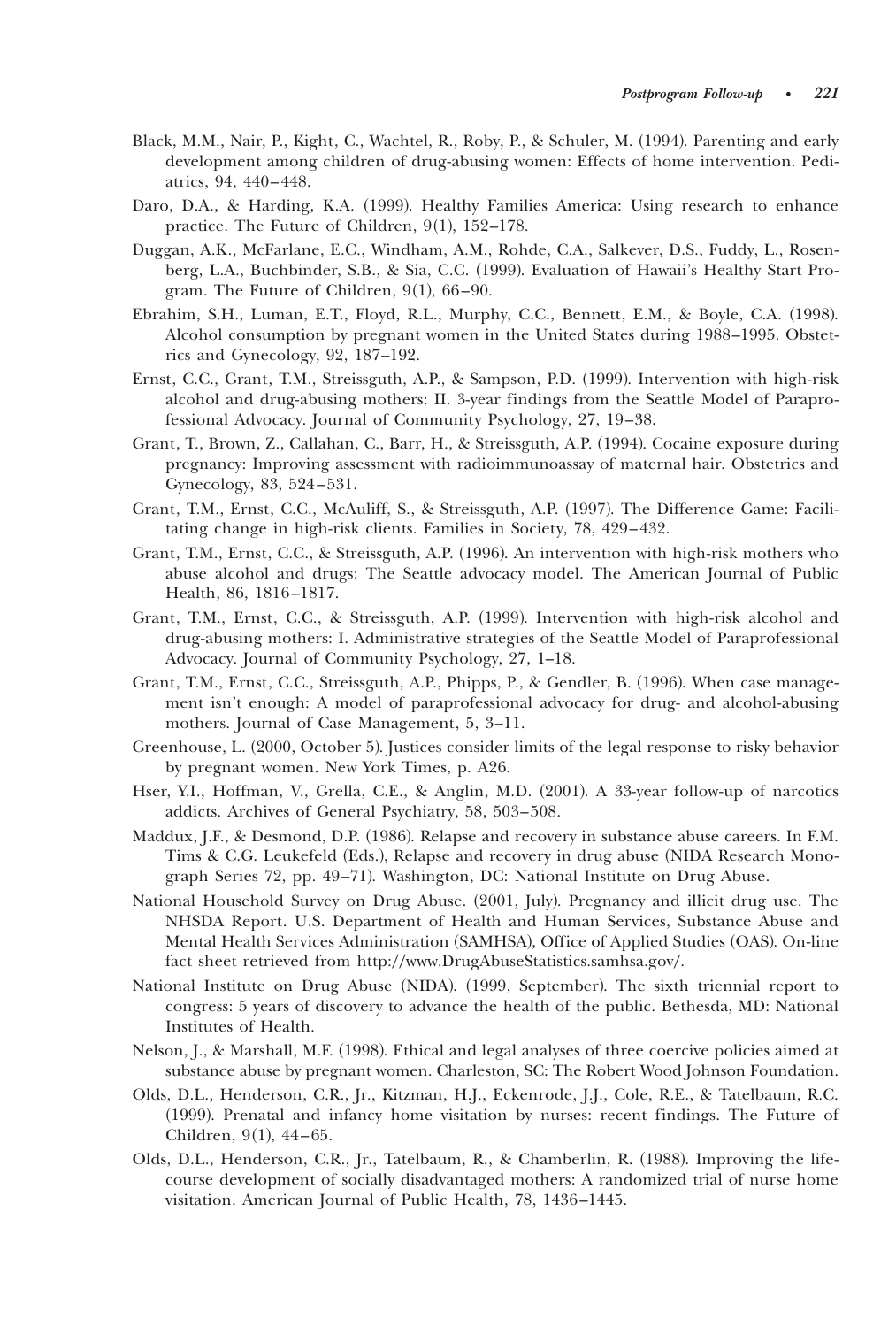Black, M.M., Nair, P., Kight, C., Wachtel, R., Roby, P., & Schuler, M. (1994). Parenting and early development among children of drug-abusing women: Effects of home intervention. Pediatrics, 94, 440–448.

Daro, D.A., & Harding, K.A. (1999). Healthy Families America: Using research to enhance practice. The Future of Children, 9(1), 152–178.

Duggan, A.K., McFarlane, E.C., Windham, A.M., Rohde, C.A., Salkever, D.S., Fuddy, L., Rosenberg, L.A., Buchbinder, S.B., & Sia, C.C. (1999). Evaluation of Hawaii's Healthy Start Program. The Future of Children, 9(1), 66–90.

Ebrahim, S.H., Luman, E.T., Floyd, R.L., Murphy, C.C., Bennett, E.M., & Boyle, C.A. (1998). Alcohol consumption by pregnant women in the United States during 1988–1995. Obstetrics and Gynecology, 92, 187–192.

Ernst, C.C., Grant, T.M., Streissguth, A.P., & Sampson, P.D. (1999). Intervention with high-risk alcohol and drug-abusing mothers: II. 3-year findings from the Seattle Model of Paraprofessional Advocacy. Journal of Community Psychology, 27, 19–38.

Grant, T., Brown, Z., Callahan, C., Barr, H., & Streissguth, A.P. (1994). Cocaine exposure during pregnancy: Improving assessment with radioimmunoassay of maternal hair. Obstetrics and Gynecology, 83, 524–531.

Grant, T.M., Ernst, C.C., McAuliff, S., & Streissguth, A.P. (1997). The Difference Game: Facilitating change in high-risk clients. Families in Society, 78, 429–432.

Grant, T.M., Ernst, C.C., & Streissguth, A.P. (1996). An intervention with high-risk mothers who abuse alcohol and drugs: The Seattle advocacy model. The American Journal of Public Health, 86, 1816–1817.

Grant, T.M., Ernst, C.C., & Streissguth, A.P. (1999). Intervention with high-risk alcohol and drug-abusing mothers: I. Administrative strategies of the Seattle Model of Paraprofessional Advocacy. Journal of Community Psychology, 27, 1–18.

Grant, T.M., Ernst, C.C., Streissguth, A.P., Phipps, P., & Gendler, B. (1996). When case management isn't enough: A model of paraprofessional advocacy for drug- and alcohol-abusing mothers. Journal of Case Management, 5, 3–11.

Greenhouse, L. (2000, October 5). Justices consider limits of the legal response to risky behavior by pregnant women. New York Times, p. A26.

Hser, Y.I., Hoffman, V., Grella, C.E., & Anglin, M.D. (2001). A 33-year follow-up of narcotics addicts. Archives of General Psychiatry, 58, 503–508.

Maddux, J.F., & Desmond, D.P. (1986). Relapse and recovery in substance abuse careers. In F.M. Tims & C.G. Leukefeld (Eds.), Relapse and recovery in drug abuse (NIDA Research Monograph Series 72, pp. 49–71). Washington, DC: National Institute on Drug Abuse.

National Household Survey on Drug Abuse. (2001, July). Pregnancy and illicit drug use. The NHSDA Report. U.S. Department of Health and Human Services, Substance Abuse and Mental Health Services Administration (SAMHSA), Office of Applied Studies (OAS). On-line fact sheet retrieved from http://www.DrugAbuseStatistics.samhsa.gov/.

National Institute on Drug Abuse (NIDA). (1999, September). The sixth triennial report to congress: 5 years of discovery to advance the health of the public. Bethesda, MD: National Institutes of Health.

Nelson, J., & Marshall, M.F. (1998). Ethical and legal analyses of three coercive policies aimed at substance abuse by pregnant women. Charleston, SC: The Robert Wood Johnson Foundation.

Olds, D.L., Henderson, C.R., Jr., Kitzman, H.J., Eckenrode, J.J., Cole, R.E., & Tatelbaum, R.C. (1999). Prenatal and infancy home visitation by nurses: recent findings. The Future of Children, 9(1), 44–65.

Olds, D.L., Henderson, C.R., Jr., Tatelbaum, R., & Chamberlin, R. (1988). Improving the life-course development of socially disadvantaged mothers: A randomized trial of nurse home visitation. American Journal of Public Health, 78, 1436–1445.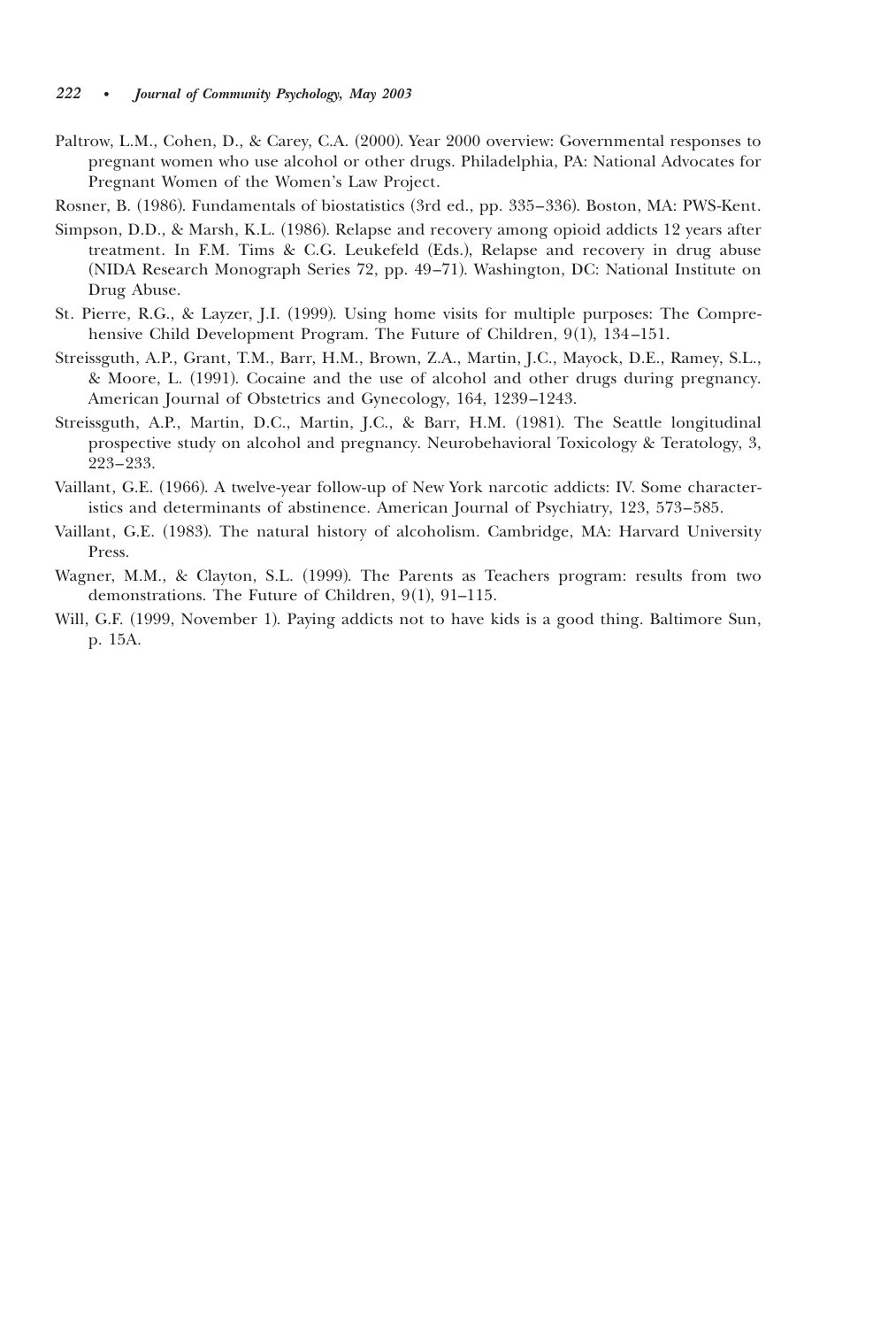Paltrow, L.M., Cohen, D., & Carey, C.A. (2000). Year 2000 overview: Governmental responses to pregnant women who use alcohol or other drugs. Philadelphia, PA: National Advocates for Pregnant Women of the Women's Law Project.

Rosner, B. (1986). Fundamentals of biostatistics (3rd ed., pp. 335–336). Boston, MA: PWS-Kent.

Simpson, D.D., & Marsh, K.L. (1986). Relapse and recovery among opioid addicts 12 years after treatment. In F.M. Tims & C.G. Leukefeld (Eds.), Relapse and recovery in drug abuse (NIDA Research Monograph Series 72, pp. 49–71). Washington, DC: National Institute on Drug Abuse.

St. Pierre, R.G., & Layzer, J.I. (1999). Using home visits for multiple purposes: The Comprehensive Child Development Program. The Future of Children, 9(1), 134–151.

Streissguth, A.P., Grant, T.M., Barr, H.M., Brown, Z.A., Martin, J.C., Mayock, D.E., Ramey, S.L., & Moore, L. (1991). Cocaine and the use of alcohol and other drugs during pregnancy. American Journal of Obstetrics and Gynecology, 164, 1239–1243.

Streissguth, A.P., Martin, D.C., Martin, J.C., & Barr, H.M. (1981). The Seattle longitudinal prospective study on alcohol and pregnancy. Neurobehavioral Toxicology & Teratology, 3, 223–233.

Vaillant, G.E. (1966). A twelve-year follow-up of New York narcotic addicts: IV. Some characteristics and determinants of abstinence. American Journal of Psychiatry, 123, 573–585.

Vaillant, G.E. (1983). The natural history of alcoholism. Cambridge, MA: Harvard University Press.

Wagner, M.M., & Clayton, S.L. (1999). The Parents as Teachers program: results from two demonstrations. The Future of Children, 9(1), 91–115.

Will, G.F. (1999, November 1). Paying addicts not to have kids is a good thing. Baltimore Sun, p. 15A.